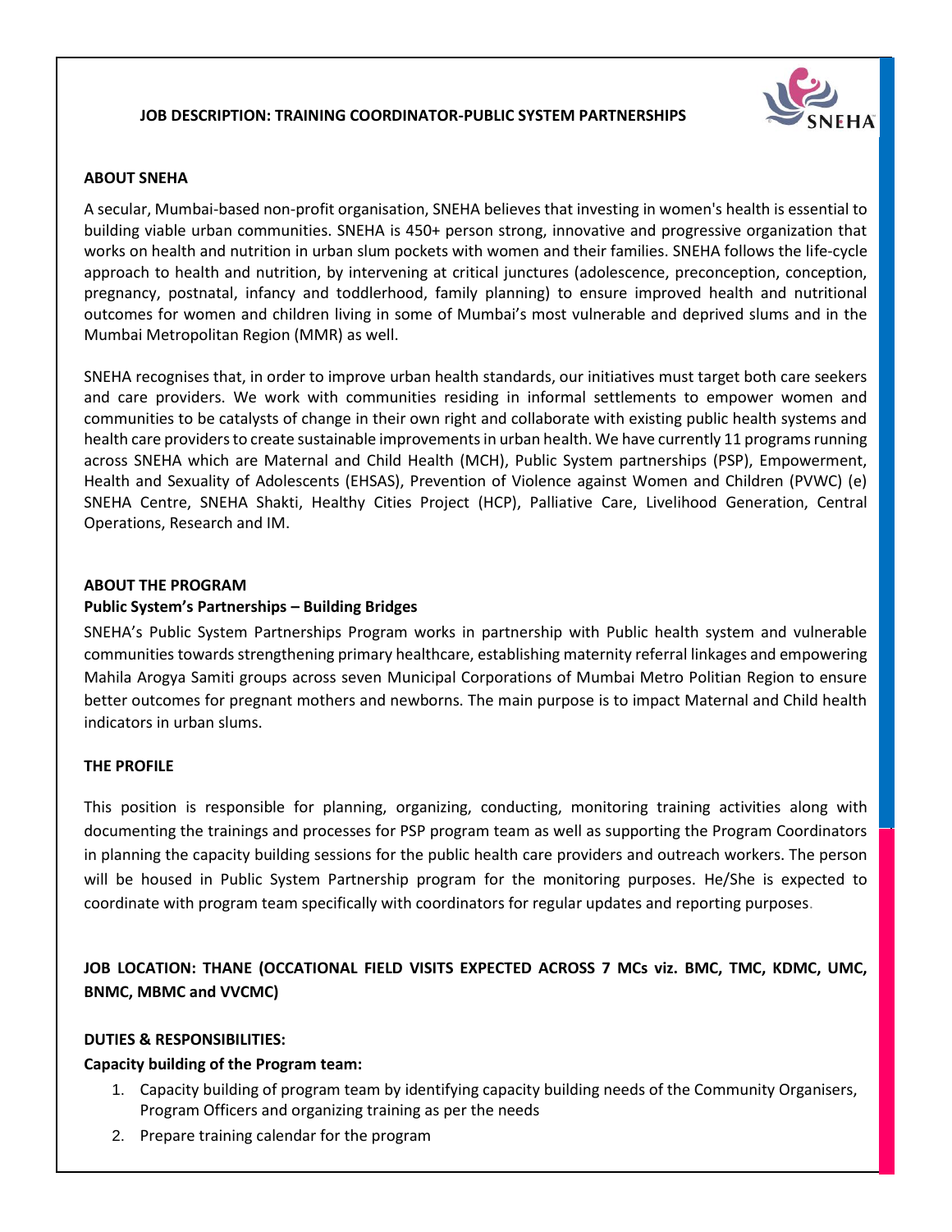# JOB DESCRIPTION: TRAINING COORDINATOR-PUBLIC SYSTEM PARTNERSHIPS

## ABOUT SNEHA

A secular, Mumbai-based non-profit organisation, SNEHA believes that investing in women's health is essential to building viable urban communities. SNEHA is 450+ person strong, innovative and progressive organization that works on health and nutrition in urban slum pockets with women and their families. SNEHA follows the life-cycle approach to health and nutrition, by intervening at critical junctures (adolescence, preconception, conception, pregnancy, postnatal, infancy and toddlerhood, family planning) to ensure improved health and nutritional outcomes for women and children living in some of Mumbai's most vulnerable and deprived slums and in the Mumbai Metropolitan Region (MMR) as well.

SNEHA recognises that, in order to improve urban health standards, our initiatives must target both care seekers and care providers. We work with communities residing in informal settlements to empower women and communities to be catalysts of change in their own right and collaborate with existing public health systems and health care providers to create sustainable improvements in urban health. We have currently 11 programs running across SNEHA which are Maternal and Child Health (MCH), Public System partnerships (PSP), Empowerment, Health and Sexuality of Adolescents (EHSAS), Prevention of Violence against Women and Children (PVWC) (e) SNEHA Centre, SNEHA Shakti, Healthy Cities Project (HCP), Palliative Care, Livelihood Generation, Central Operations, Research and IM.

## ABOUT THE PROGRAM

### Public System's Partnerships – Building Bridges

SNEHA's Public System Partnerships Program works in partnership with Public health system and vulnerable communities towards strengthening primary healthcare, establishing maternity referral linkages and empowering Mahila Arogya Samiti groups across seven Municipal Corporations of Mumbai Metro Politian Region to ensure better outcomes for pregnant mothers and newborns. The main purpose is to impact Maternal and Child health indicators in urban slums.

## THE PROFILE

This position is responsible for planning, organizing, conducting, monitoring training activities along with documenting the trainings and processes for PSP program team as well as supporting the Program Coordinators in planning the capacity building sessions for the public health care providers and outreach workers. The person will be housed in Public System Partnership program for the monitoring purposes. He/She is expected to coordinate with program team specifically with coordinators for regular updates and reporting purposes.

## JOB LOCATION: THANE (OCCATIONAL FIELD VISITS EXPECTED ACROSS 7 MCs viz. BMC, TMC, KDMC, UMC, BNMC, MBMC and VVCMC)

## DUTIES & RESPONSIBILITIES:

### Capacity building of the Program team:

1. Capacity building of program team by identifying capacity building needs of the Community Organisers, Program Officers and organizing training as per the needs
2. Prepare training calendar for the program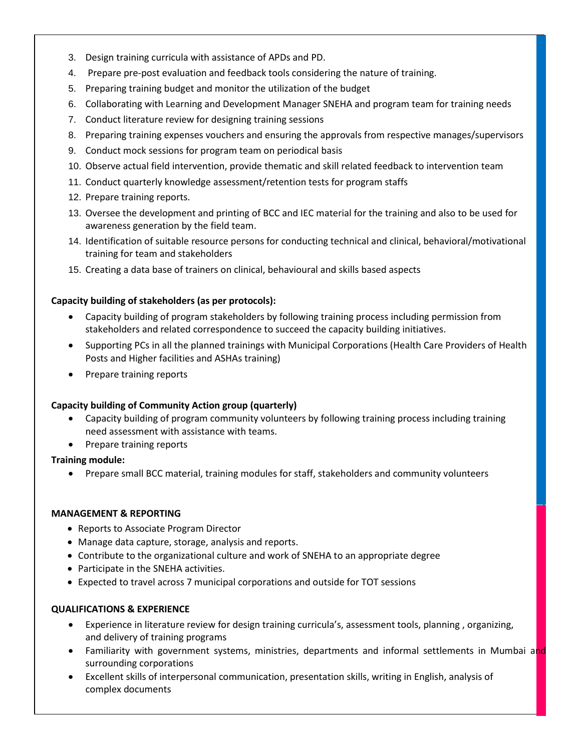3. Design training curricula with assistance of APDs and PD.
4. Prepare pre-post evaluation and feedback tools considering the nature of training.
5. Preparing training budget and monitor the utilization of the budget
6. Collaborating with Learning and Development Manager SNEHA and program team for training needs
7. Conduct literature review for designing training sessions
8. Preparing training expenses vouchers and ensuring the approvals from respective manages/supervisors
9. Conduct mock sessions for program team on periodical basis
10. Observe actual field intervention, provide thematic and skill related feedback to intervention team
11. Conduct quarterly knowledge assessment/retention tests for program staffs
12. Prepare training reports.
13. Oversee the development and printing of BCC and IEC material for the training and also to be used for awareness generation by the field team.
14. Identification of suitable resource persons for conducting technical and clinical, behavioral/motivational training for team and stakeholders
15. Creating a data base of trainers on clinical, behavioural and skills based aspects

**Capacity building of stakeholders (as per protocols):**

- Capacity building of program stakeholders by following training process including permission from stakeholders and related correspondence to succeed the capacity building initiatives.
- Supporting PCs in all the planned trainings with Municipal Corporations (Health Care Providers of Health Posts and Higher facilities and ASHAs training)
- Prepare training reports

**Capacity building of Community Action group (quarterly)**

- Capacity building of program community volunteers by following training process including training need assessment with assistance with teams.
- Prepare training reports

**Training module:**

- Prepare small BCC material, training modules for staff, stakeholders and community volunteers

**MANAGEMENT & REPORTING**

- Reports to Associate Program Director
- Manage data capture, storage, analysis and reports.
- Contribute to the organizational culture and work of SNEHA to an appropriate degree
- Participate in the SNEHA activities.
- Expected to travel across 7 municipal corporations and outside for TOT sessions

**QUALIFICATIONS & EXPERIENCE**

- Experience in literature review for design training curricula's, assessment tools, planning , organizing, and delivery of training programs
- Familiarity with government systems, ministries, departments and informal settlements in Mumbai and surrounding corporations
- Excellent skills of interpersonal communication, presentation skills, writing in English, analysis of complex documents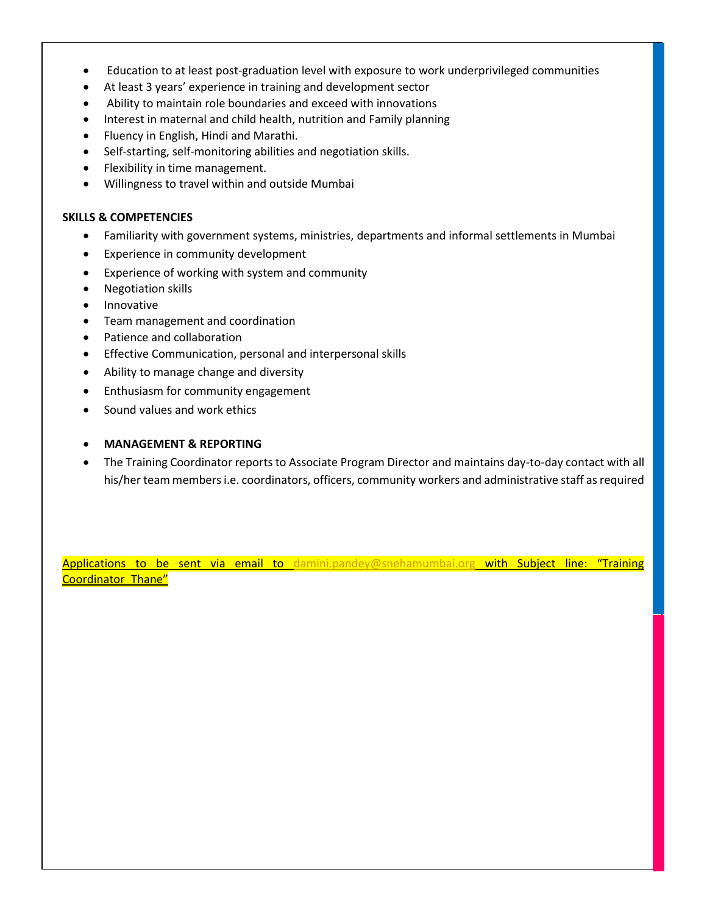- Education to at least post-graduation level with exposure to work underprivileged communities
- At least 3 years' experience in training and development sector
- Ability to maintain role boundaries and exceed with innovations
- Interest in maternal and child health, nutrition and Family planning
- Fluency in English, Hindi and Marathi.
- Self-starting, self-monitoring abilities and negotiation skills.
- Flexibility in time management.
- Willingness to travel within and outside Mumbai

**SKILLS & COMPETENCIES**

- Familiarity with government systems, ministries, departments and informal settlements in Mumbai
- Experience in community development
- Experience of working with system and community
- Negotiation skills
- Innovative
- Team management and coordination
- Patience and collaboration
- Effective Communication, personal and interpersonal skills
- Ability to manage change and diversity
- Enthusiasm for community engagement
- Sound values and work ethics

- **MANAGEMENT & REPORTING**
- The Training Coordinator reports to Associate Program Director and maintains day-to-day contact with all his/her team members i.e. coordinators, officers, community workers and administrative staff as required

Applications to be sent via email to damini.pandey@snehamumbai.org with Subject line: "Training Coordinator Thane"